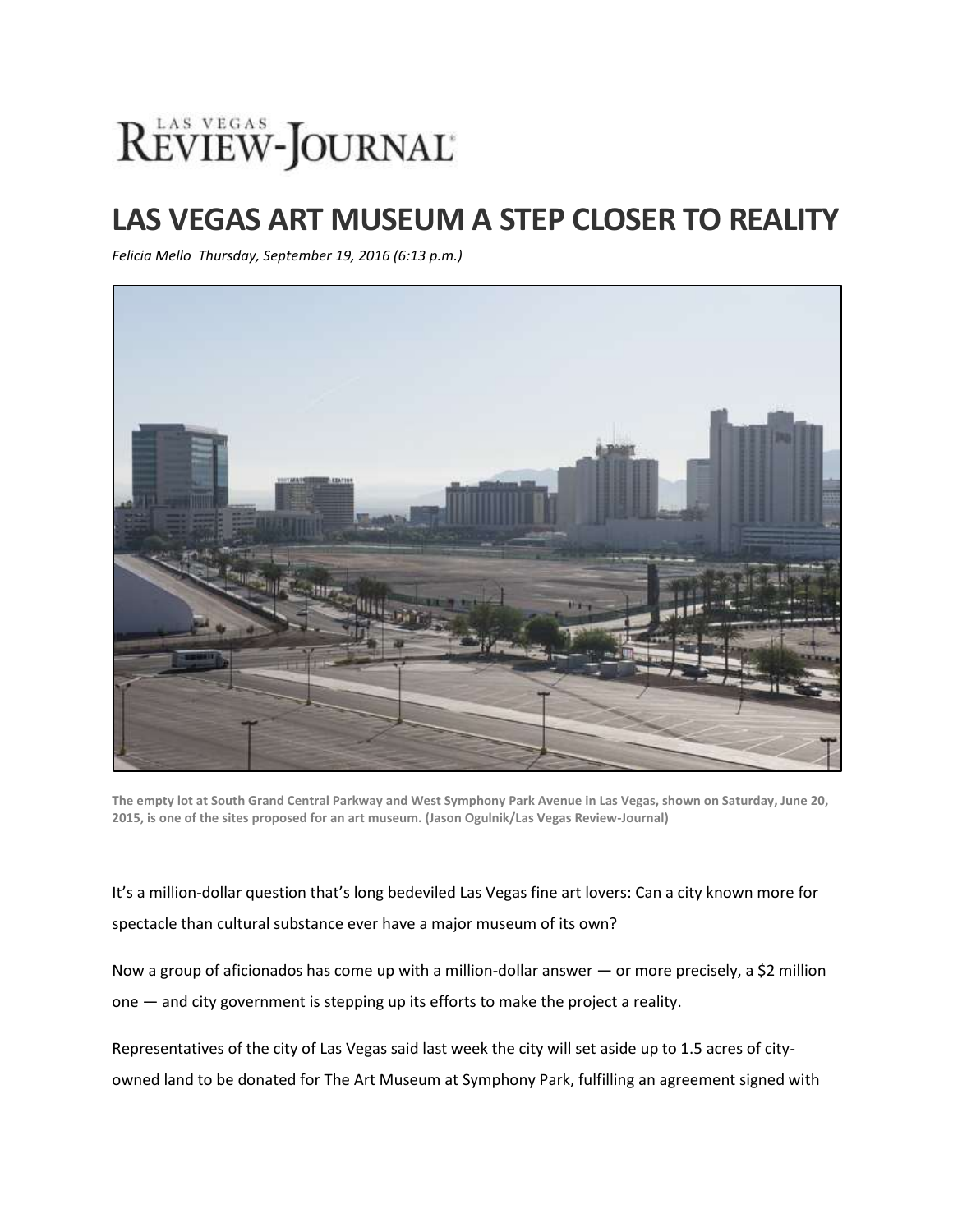LAS VEGAS REVIEW-JOURNAL

# LAS VEGAS ART MUSEUM A STEP CLOSER TO REALITY

*Felicia Mello Thursday, September 19, 2016 (6:13 p.m.)*

**The empty lot at South Grand Central Parkway and West Symphony Park Avenue in Las Vegas, shown on Saturday, June 20, 2015, is one of the sites proposed for an art museum. (Jason Ogulnik/Las Vegas Review-Journal)**

It's a million-dollar question that's long bedeviled Las Vegas fine art lovers: Can a city known more for spectacle than cultural substance ever have a major museum of its own?

Now a group of aficionados has come up with a million-dollar answer — or more precisely, a $2 million one — and city government is stepping up its efforts to make the project a reality.

Representatives of the city of Las Vegas said last week the city will set aside up to 1.5 acres of city-owned land to be donated for The Art Museum at Symphony Park, fulfilling an agreement signed with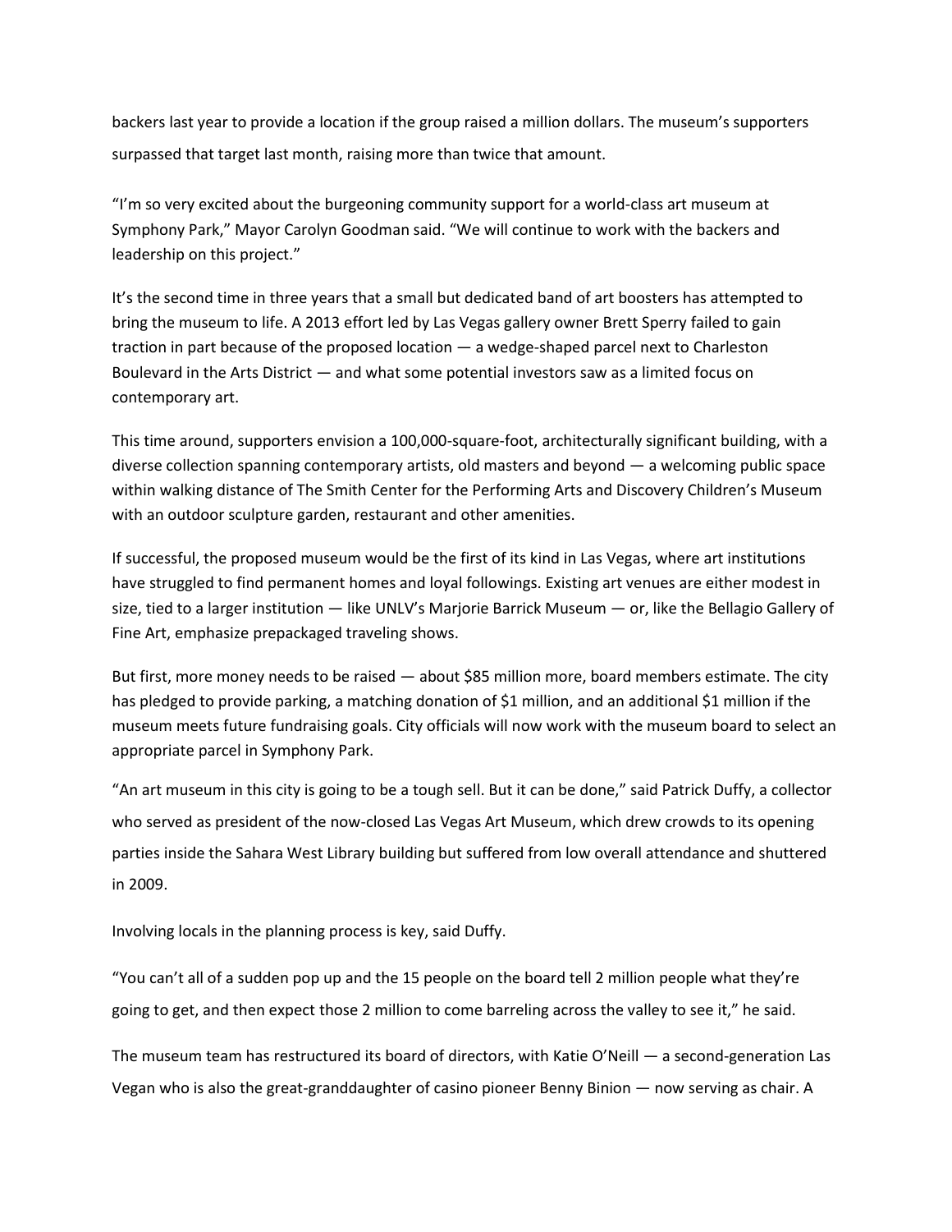backers last year to provide a location if the group raised a million dollars. The museum's supporters surpassed that target last month, raising more than twice that amount.

"I'm so very excited about the burgeoning community support for a world-class art museum at Symphony Park," Mayor Carolyn Goodman said. "We will continue to work with the backers and leadership on this project."

It's the second time in three years that a small but dedicated band of art boosters has attempted to bring the museum to life. A 2013 effort led by Las Vegas gallery owner Brett Sperry failed to gain traction in part because of the proposed location — a wedge-shaped parcel next to Charleston Boulevard in the Arts District — and what some potential investors saw as a limited focus on contemporary art.

This time around, supporters envision a 100,000-square-foot, architecturally significant building, with a diverse collection spanning contemporary artists, old masters and beyond — a welcoming public space within walking distance of The Smith Center for the Performing Arts and Discovery Children's Museum with an outdoor sculpture garden, restaurant and other amenities.

If successful, the proposed museum would be the first of its kind in Las Vegas, where art institutions have struggled to find permanent homes and loyal followings. Existing art venues are either modest in size, tied to a larger institution — like UNLV's Marjorie Barrick Museum — or, like the Bellagio Gallery of Fine Art, emphasize prepackaged traveling shows.

But first, more money needs to be raised — about $85 million more, board members estimate. The city has pledged to provide parking, a matching donation of $1 million, and an additional $1 million if the museum meets future fundraising goals. City officials will now work with the museum board to select an appropriate parcel in Symphony Park.

"An art museum in this city is going to be a tough sell. But it can be done," said Patrick Duffy, a collector who served as president of the now-closed Las Vegas Art Museum, which drew crowds to its opening parties inside the Sahara West Library building but suffered from low overall attendance and shuttered in 2009.

Involving locals in the planning process is key, said Duffy.

"You can't all of a sudden pop up and the 15 people on the board tell 2 million people what they're going to get, and then expect those 2 million to come barreling across the valley to see it," he said.

The museum team has restructured its board of directors, with Katie O'Neill — a second-generation Las Vegan who is also the great-granddaughter of casino pioneer Benny Binion — now serving as chair. A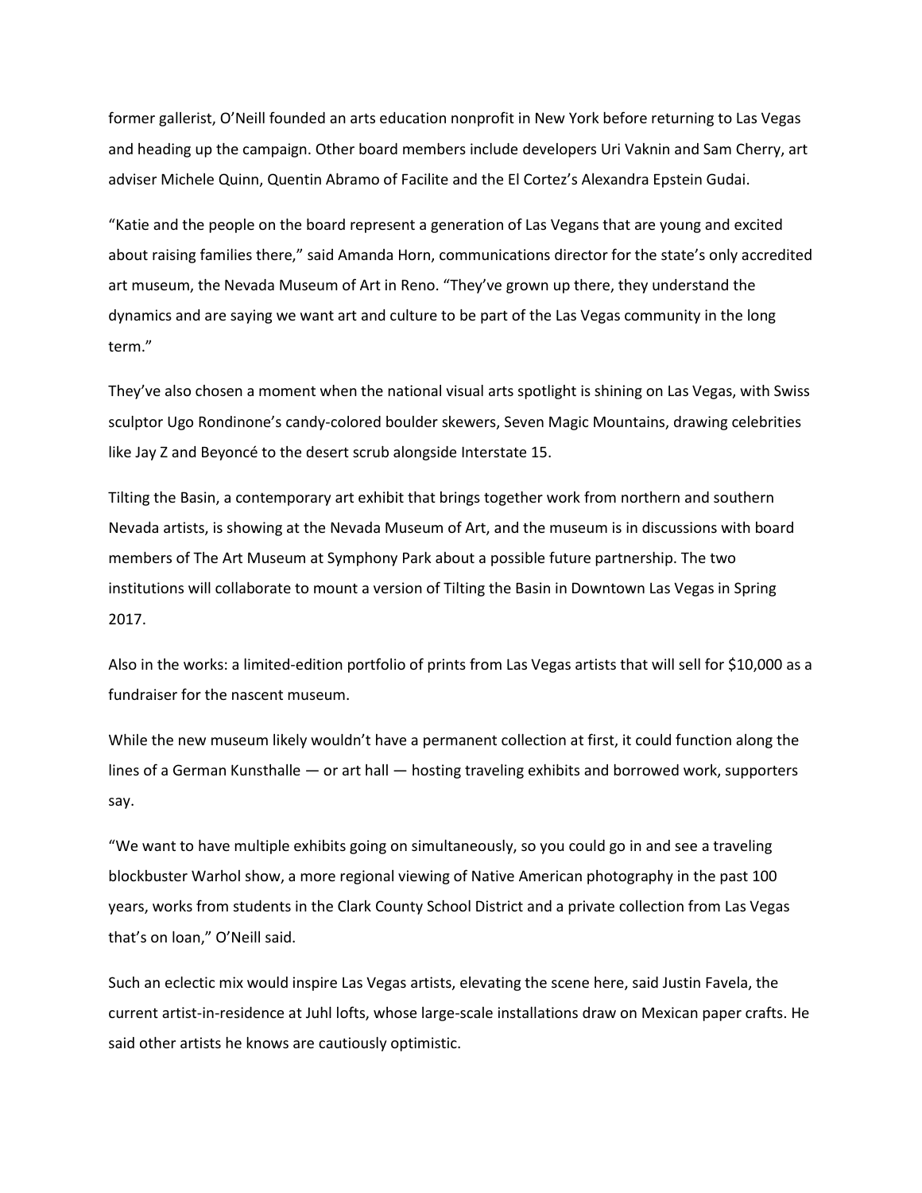former gallerist, O'Neill founded an arts education nonprofit in New York before returning to Las Vegas and heading up the campaign. Other board members include developers Uri Vaknin and Sam Cherry, art adviser Michele Quinn, Quentin Abramo of Facilite and the El Cortez's Alexandra Epstein Gudai.

"Katie and the people on the board represent a generation of Las Vegans that are young and excited about raising families there," said Amanda Horn, communications director for the state's only accredited art museum, the Nevada Museum of Art in Reno. "They've grown up there, they understand the dynamics and are saying we want art and culture to be part of the Las Vegas community in the long term."

They've also chosen a moment when the national visual arts spotlight is shining on Las Vegas, with Swiss sculptor Ugo Rondinone's candy-colored boulder skewers, Seven Magic Mountains, drawing celebrities like Jay Z and Beyoncé to the desert scrub alongside Interstate 15.

Tilting the Basin, a contemporary art exhibit that brings together work from northern and southern Nevada artists, is showing at the Nevada Museum of Art, and the museum is in discussions with board members of The Art Museum at Symphony Park about a possible future partnership. The two institutions will collaborate to mount a version of Tilting the Basin in Downtown Las Vegas in Spring 2017.

Also in the works: a limited-edition portfolio of prints from Las Vegas artists that will sell for $10,000 as a fundraiser for the nascent museum.

While the new museum likely wouldn't have a permanent collection at first, it could function along the lines of a German Kunsthalle — or art hall — hosting traveling exhibits and borrowed work, supporters say.

"We want to have multiple exhibits going on simultaneously, so you could go in and see a traveling blockbuster Warhol show, a more regional viewing of Native American photography in the past 100 years, works from students in the Clark County School District and a private collection from Las Vegas that's on loan," O'Neill said.

Such an eclectic mix would inspire Las Vegas artists, elevating the scene here, said Justin Favela, the current artist-in-residence at Juhl lofts, whose large-scale installations draw on Mexican paper crafts. He said other artists he knows are cautiously optimistic.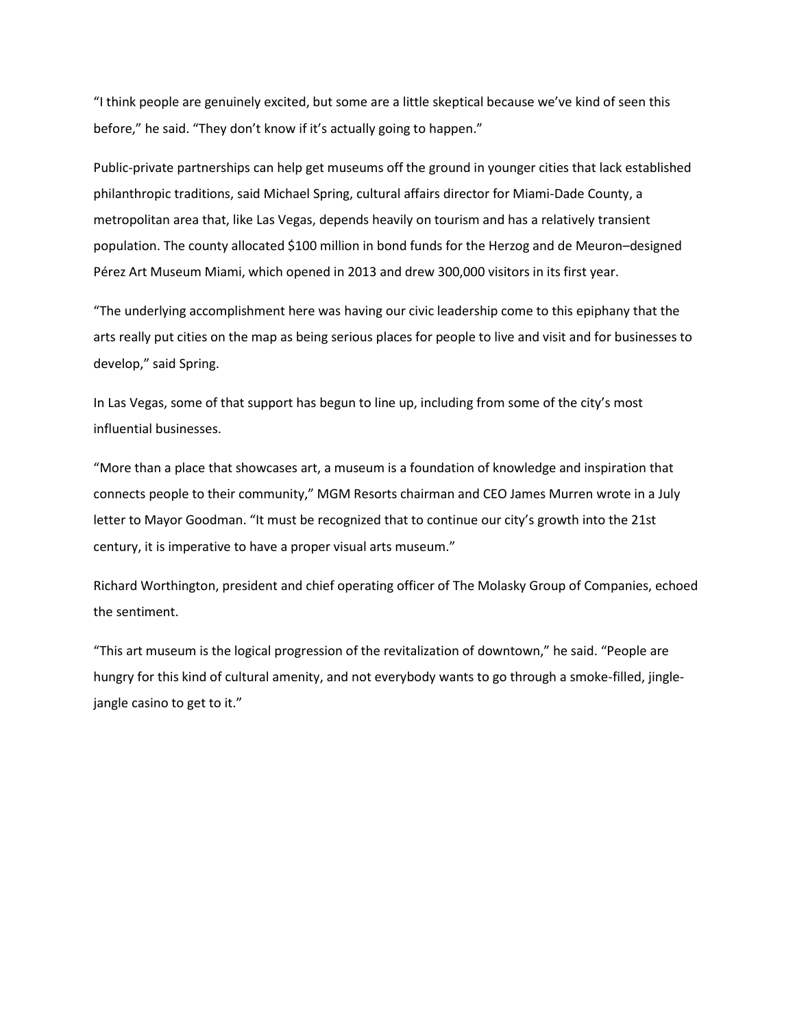"I think people are genuinely excited, but some are a little skeptical because we've kind of seen this before," he said. "They don't know if it's actually going to happen."

Public-private partnerships can help get museums off the ground in younger cities that lack established philanthropic traditions, said Michael Spring, cultural affairs director for Miami-Dade County, a metropolitan area that, like Las Vegas, depends heavily on tourism and has a relatively transient population. The county allocated $100 million in bond funds for the Herzog and de Meuron–designed Pérez Art Museum Miami, which opened in 2013 and drew 300,000 visitors in its first year.

"The underlying accomplishment here was having our civic leadership come to this epiphany that the arts really put cities on the map as being serious places for people to live and visit and for businesses to develop," said Spring.

In Las Vegas, some of that support has begun to line up, including from some of the city's most influential businesses.

"More than a place that showcases art, a museum is a foundation of knowledge and inspiration that connects people to their community," MGM Resorts chairman and CEO James Murren wrote in a July letter to Mayor Goodman. "It must be recognized that to continue our city's growth into the 21st century, it is imperative to have a proper visual arts museum."

Richard Worthington, president and chief operating officer of The Molasky Group of Companies, echoed the sentiment.

"This art museum is the logical progression of the revitalization of downtown," he said. "People are hungry for this kind of cultural amenity, and not everybody wants to go through a smoke-filled, jingle-jangle casino to get to it."